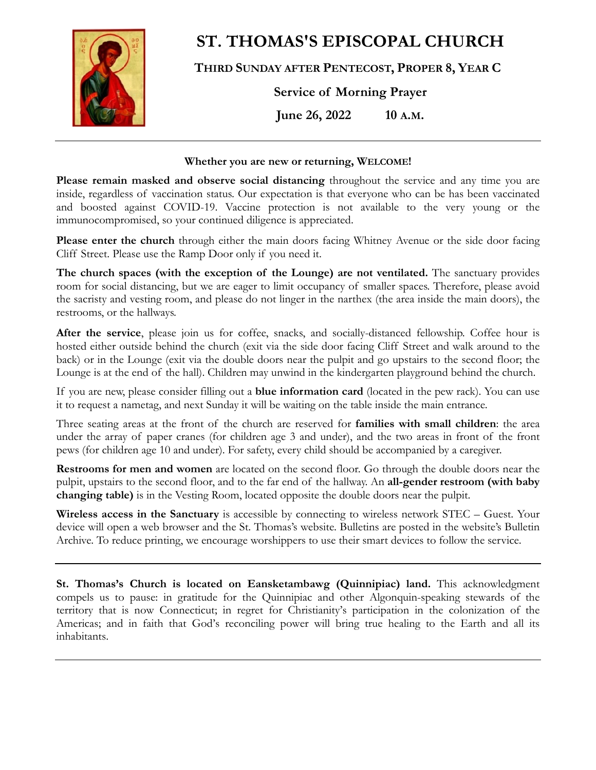# ST. THOMAS'S EPISCOPAL CHURCH

## THIRD SUNDAY AFTER PENTECOST, PROPER 8, YEAR C

### Service of Morning Prayer

### June 26, 2022 10 A.M.

---

**Whether you are new or returning, WELCOME!**

**Please remain masked and observe social distancing** throughout the service and any time you are inside, regardless of vaccination status. Our expectation is that everyone who can be has been vaccinated and boosted against COVID-19. Vaccine protection is not available to the very young or the immunocompromised, so your continued diligence is appreciated.

**Please enter the church** through either the main doors facing Whitney Avenue or the side door facing Cliff Street. Please use the Ramp Door only if you need it.

**The church spaces (with the exception of the Lounge) are not ventilated.** The sanctuary provides room for social distancing, but we are eager to limit occupancy of smaller spaces. Therefore, please avoid the sacristy and vesting room, and please do not linger in the narthex (the area inside the main doors), the restrooms, or the hallways.

**After the service**, please join us for coffee, snacks, and socially-distanced fellowship. Coffee hour is hosted either outside behind the church (exit via the side door facing Cliff Street and walk around to the back) or in the Lounge (exit via the double doors near the pulpit and go upstairs to the second floor; the Lounge is at the end of the hall). Children may unwind in the kindergarten playground behind the church.

If you are new, please consider filling out a **blue information card** (located in the pew rack). You can use it to request a nametag, and next Sunday it will be waiting on the table inside the main entrance.

Three seating areas at the front of the church are reserved for **families with small children**: the area under the array of paper cranes (for children age 3 and under), and the two areas in front of the front pews (for children age 10 and under). For safety, every child should be accompanied by a caregiver.

**Restrooms for men and women** are located on the second floor. Go through the double doors near the pulpit, upstairs to the second floor, and to the far end of the hallway. An **all-gender restroom (with baby changing table)** is in the Vesting Room, located opposite the double doors near the pulpit.

**Wireless access in the Sanctuary** is accessible by connecting to wireless network STEC – Guest. Your device will open a web browser and the St. Thomas's website. Bulletins are posted in the website's Bulletin Archive. To reduce printing, we encourage worshippers to use their smart devices to follow the service.

---

**St. Thomas's Church is located on Eansketambawg (Quinnipiac) land.** This acknowledgment compels us to pause: in gratitude for the Quinnipiac and other Algonquin-speaking stewards of the territory that is now Connecticut; in regret for Christianity's participation in the colonization of the Americas; and in faith that God's reconciling power will bring true healing to the Earth and all its inhabitants.

---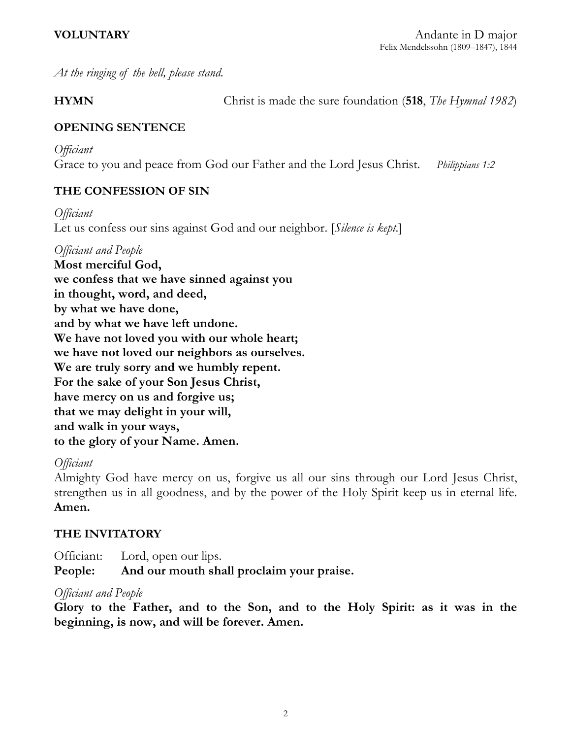**VOLUNTARY** Andante in D major
Felix Mendelssohn (1809–1847), 1844

*At the ringing of the bell, please stand.*

**HYMN** Christ is made the sure foundation (**518**, *The Hymnal 1982*)

**OPENING SENTENCE**

*Officiant*
Grace to you and peace from God our Father and the Lord Jesus Christ. *Philippians 1:2*

**THE CONFESSION OF SIN**

*Officiant*
Let us confess our sins against God and our neighbor. [*Silence is kept.*]

*Officiant and People*
**Most merciful God,**
**we confess that we have sinned against you**
**in thought, word, and deed,**
**by what we have done,**
**and by what we have left undone.**
**We have not loved you with our whole heart;**
**we have not loved our neighbors as ourselves.**
**We are truly sorry and we humbly repent.**
**For the sake of your Son Jesus Christ,**
**have mercy on us and forgive us;**
**that we may delight in your will,**
**and walk in your ways,**
**to the glory of your Name. Amen.**

*Officiant*
Almighty God have mercy on us, forgive us all our sins through our Lord Jesus Christ, strengthen us in all goodness, and by the power of the Holy Spirit keep us in eternal life. **Amen.**

**THE INVITATORY**

Officiant: Lord, open our lips.
**People: And our mouth shall proclaim your praise.**

*Officiant and People*
**Glory to the Father, and to the Son, and to the Holy Spirit: as it was in the beginning, is now, and will be forever. Amen.**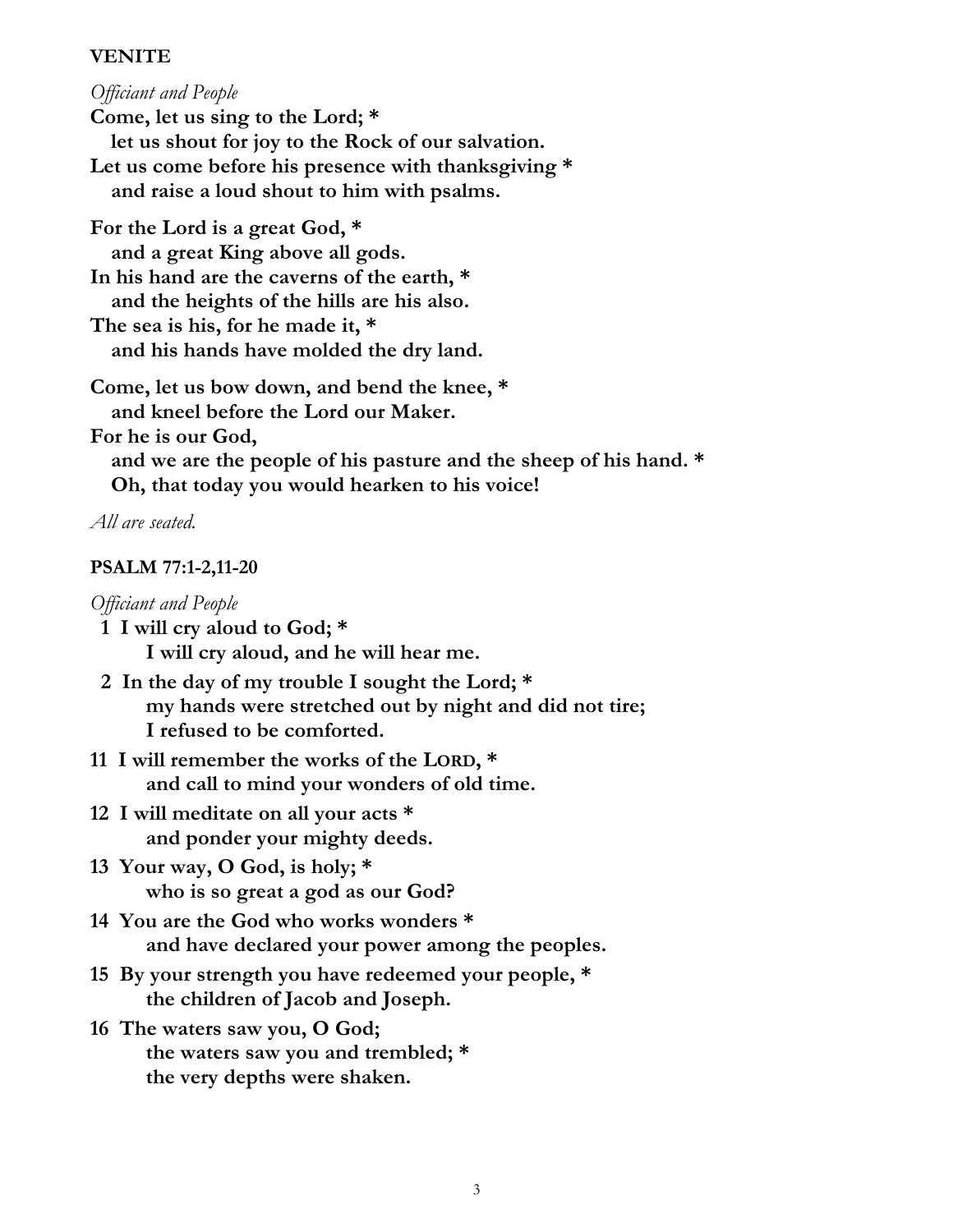**VENITE**

*Officiant and People*

**Come, let us sing to the Lord; *<br>
   let us shout for joy to the Rock of our salvation.<br>
Let us come before his presence with thanksgiving *<br>
   and raise a loud shout to him with psalms.**

**For the Lord is a great God, *<br>
   and a great King above all gods.<br>
In his hand are the caverns of the earth, *<br>
   and the heights of the hills are his also.<br>
The sea is his, for he made it, *<br>
   and his hands have molded the dry land.**

**Come, let us bow down, and bend the knee, *<br>
   and kneel before the Lord our Maker.<br>
For he is our God,<br>
   and we are the people of his pasture and the sheep of his hand. *<br>
   Oh, that today you would hearken to his voice!**

*All are seated.*

**PSALM 77:1-2,11-20**

*Officiant and People*

**1  I will cry aloud to God; *<br>
      I will cry aloud, and he will hear me.**

**2  In the day of my trouble I sought the Lord; *<br>
      my hands were stretched out by night and did not tire;<br>
      I refused to be comforted.**

**11  I will remember the works of the LORD, *<br>
      and call to mind your wonders of old time.**

**12  I will meditate on all your acts *<br>
      and ponder your mighty deeds.**

**13  Your way, O God, is holy; *<br>
      who is so great a god as our God?**

**14  You are the God who works wonders *<br>
      and have declared your power among the peoples.**

**15  By your strength you have redeemed your people, *<br>
      the children of Jacob and Joseph.**

**16  The waters saw you, O God;<br>
      the waters saw you and trembled; *<br>
      the very depths were shaken.**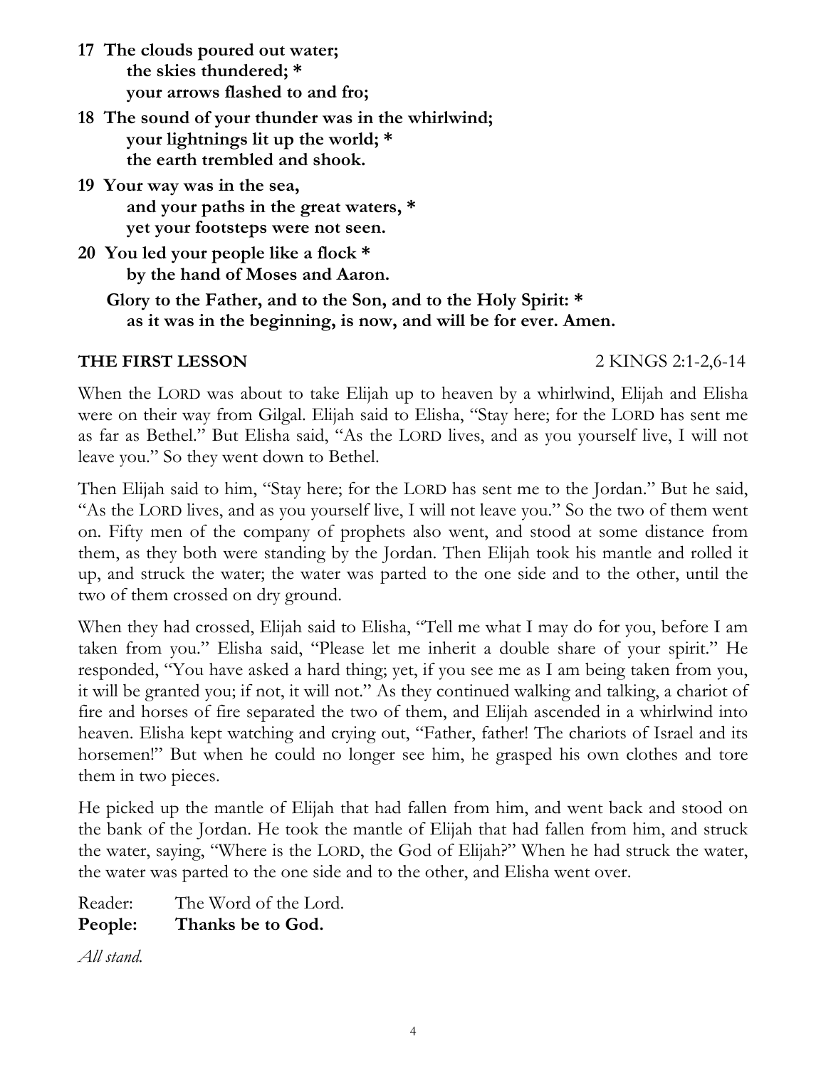**17 The clouds poured out water;**
**the skies thundered; ***
**your arrows flashed to and fro;**

**18 The sound of your thunder was in the whirlwind;**
**your lightnings lit up the world; ***
**the earth trembled and shook.**

**19 Your way was in the sea,**
**and your paths in the great waters, ***
**yet your footsteps were not seen.**

**20 You led your people like a flock ***
**by the hand of Moses and Aaron.**

**Glory to the Father, and to the Son, and to the Holy Spirit: ***
**as it was in the beginning, is now, and will be for ever. Amen.**

**THE FIRST LESSON** 2 KINGS 2:1-2,6-14

When the LORD was about to take Elijah up to heaven by a whirlwind, Elijah and Elisha were on their way from Gilgal. Elijah said to Elisha, "Stay here; for the LORD has sent me as far as Bethel." But Elisha said, "As the LORD lives, and as you yourself live, I will not leave you." So they went down to Bethel.

Then Elijah said to him, "Stay here; for the LORD has sent me to the Jordan." But he said, "As the LORD lives, and as you yourself live, I will not leave you." So the two of them went on. Fifty men of the company of prophets also went, and stood at some distance from them, as they both were standing by the Jordan. Then Elijah took his mantle and rolled it up, and struck the water; the water was parted to the one side and to the other, until the two of them crossed on dry ground.

When they had crossed, Elijah said to Elisha, "Tell me what I may do for you, before I am taken from you." Elisha said, "Please let me inherit a double share of your spirit." He responded, "You have asked a hard thing; yet, if you see me as I am being taken from you, it will be granted you; if not, it will not." As they continued walking and talking, a chariot of fire and horses of fire separated the two of them, and Elijah ascended in a whirlwind into heaven. Elisha kept watching and crying out, "Father, father! The chariots of Israel and its horsemen!" But when he could no longer see him, he grasped his own clothes and tore them in two pieces.

He picked up the mantle of Elijah that had fallen from him, and went back and stood on the bank of the Jordan. He took the mantle of Elijah that had fallen from him, and struck the water, saying, "Where is the LORD, the God of Elijah?" When he had struck the water, the water was parted to the one side and to the other, and Elisha went over.

Reader: The Word of the Lord.
**People: Thanks be to God.**

*All stand.*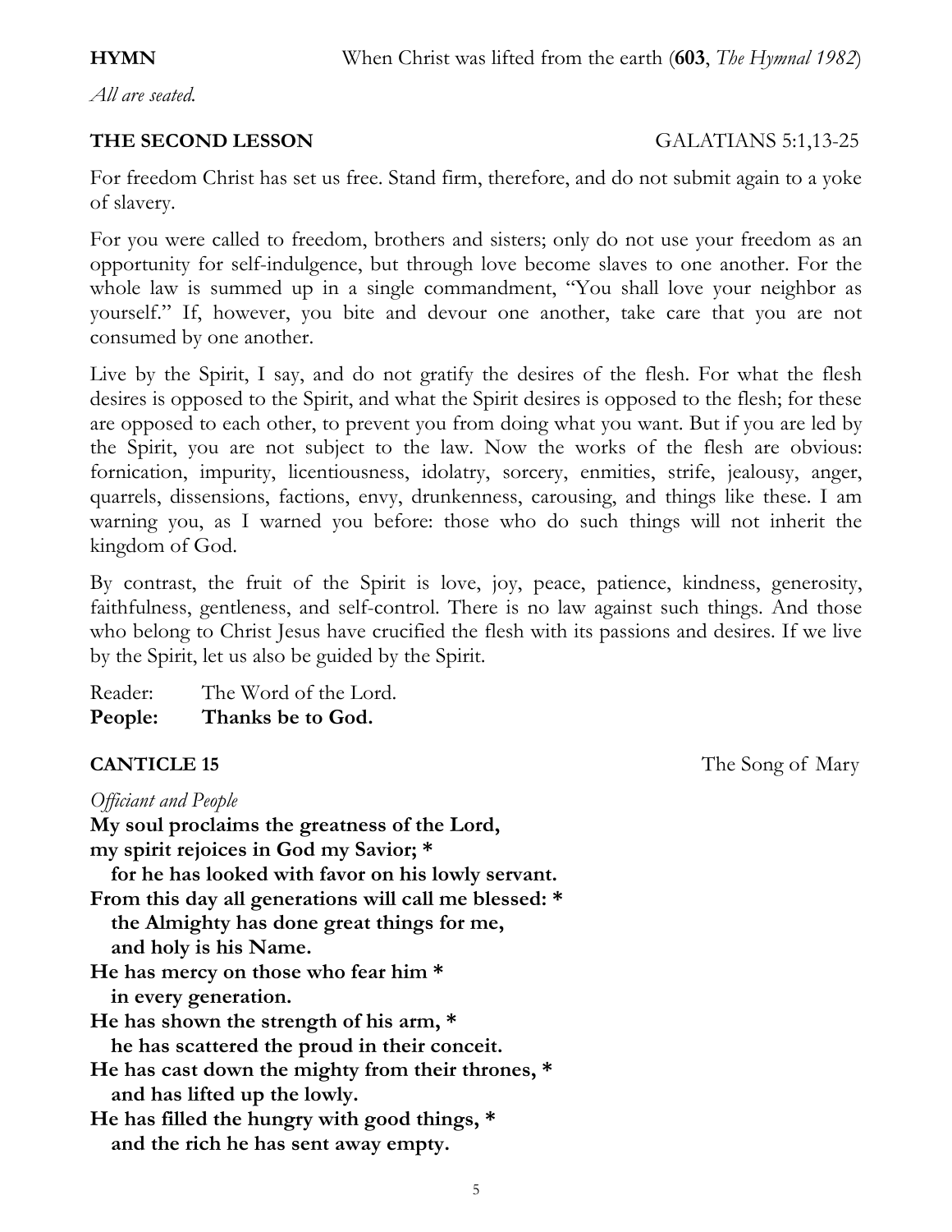**HYMN** When Christ was lifted from the earth (**603**, *The Hymnal 1982*)

*All are seated.*

**THE SECOND LESSON** GALATIANS 5:1,13-25

For freedom Christ has set us free. Stand firm, therefore, and do not submit again to a yoke of slavery.

For you were called to freedom, brothers and sisters; only do not use your freedom as an opportunity for self-indulgence, but through love become slaves to one another. For the whole law is summed up in a single commandment, "You shall love your neighbor as yourself." If, however, you bite and devour one another, take care that you are not consumed by one another.

Live by the Spirit, I say, and do not gratify the desires of the flesh. For what the flesh desires is opposed to the Spirit, and what the Spirit desires is opposed to the flesh; for these are opposed to each other, to prevent you from doing what you want. But if you are led by the Spirit, you are not subject to the law. Now the works of the flesh are obvious: fornication, impurity, licentiousness, idolatry, sorcery, enmities, strife, jealousy, anger, quarrels, dissensions, factions, envy, drunkenness, carousing, and things like these. I am warning you, as I warned you before: those who do such things will not inherit the kingdom of God.

By contrast, the fruit of the Spirit is love, joy, peace, patience, kindness, generosity, faithfulness, gentleness, and self-control. There is no law against such things. And those who belong to Christ Jesus have crucified the flesh with its passions and desires. If we live by the Spirit, let us also be guided by the Spirit.

Reader: The Word of the Lord.
**People: Thanks be to God.**

**CANTICLE 15** The Song of Mary

*Officiant and People*

**My soul proclaims the greatness of the Lord,**
**my spirit rejoices in God my Savior; ***
**for he has looked with favor on his lowly servant.**
**From this day all generations will call me blessed: ***
**the Almighty has done great things for me,**
**and holy is his Name.**
**He has mercy on those who fear him ***
**in every generation.**
**He has shown the strength of his arm, ***
**he has scattered the proud in their conceit.**
**He has cast down the mighty from their thrones, ***
**and has lifted up the lowly.**
**He has filled the hungry with good things, ***
**and the rich he has sent away empty.**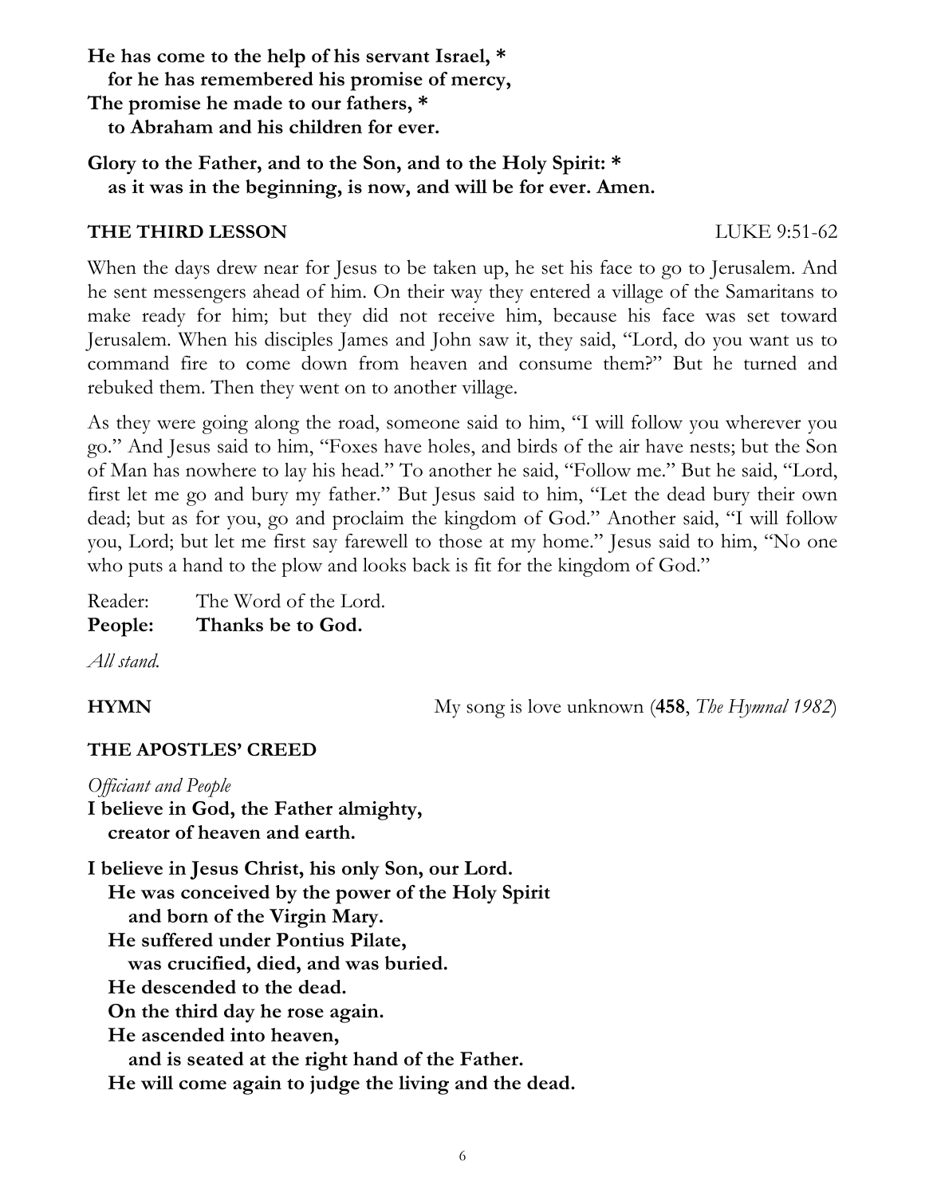**He has come to the help of his servant Israel, \***
**for he has remembered his promise of mercy,**
**The promise he made to our fathers, \***
**to Abraham and his children for ever.**

**Glory to the Father, and to the Son, and to the Holy Spirit: \***
**as it was in the beginning, is now, and will be for ever. Amen.**

**THE THIRD LESSON** LUKE 9:51-62

When the days drew near for Jesus to be taken up, he set his face to go to Jerusalem. And he sent messengers ahead of him. On their way they entered a village of the Samaritans to make ready for him; but they did not receive him, because his face was set toward Jerusalem. When his disciples James and John saw it, they said, "Lord, do you want us to command fire to come down from heaven and consume them?" But he turned and rebuked them. Then they went on to another village.

As they were going along the road, someone said to him, "I will follow you wherever you go." And Jesus said to him, "Foxes have holes, and birds of the air have nests; but the Son of Man has nowhere to lay his head." To another he said, "Follow me." But he said, "Lord, first let me go and bury my father." But Jesus said to him, "Let the dead bury their own dead; but as for you, go and proclaim the kingdom of God." Another said, "I will follow you, Lord; but let me first say farewell to those at my home." Jesus said to him, "No one who puts a hand to the plow and looks back is fit for the kingdom of God."

Reader: The Word of the Lord.
**People: Thanks be to God.**

*All stand.*

**HYMN** My song is love unknown (**458**, *The Hymnal 1982*)

**THE APOSTLES' CREED**

*Officiant and People*
**I believe in God, the Father almighty,**
**creator of heaven and earth.**

**I believe in Jesus Christ, his only Son, our Lord.**
**He was conceived by the power of the Holy Spirit**
**and born of the Virgin Mary.**
**He suffered under Pontius Pilate,**
**was crucified, died, and was buried.**
**He descended to the dead.**
**On the third day he rose again.**
**He ascended into heaven,**
**and is seated at the right hand of the Father.**
**He will come again to judge the living and the dead.**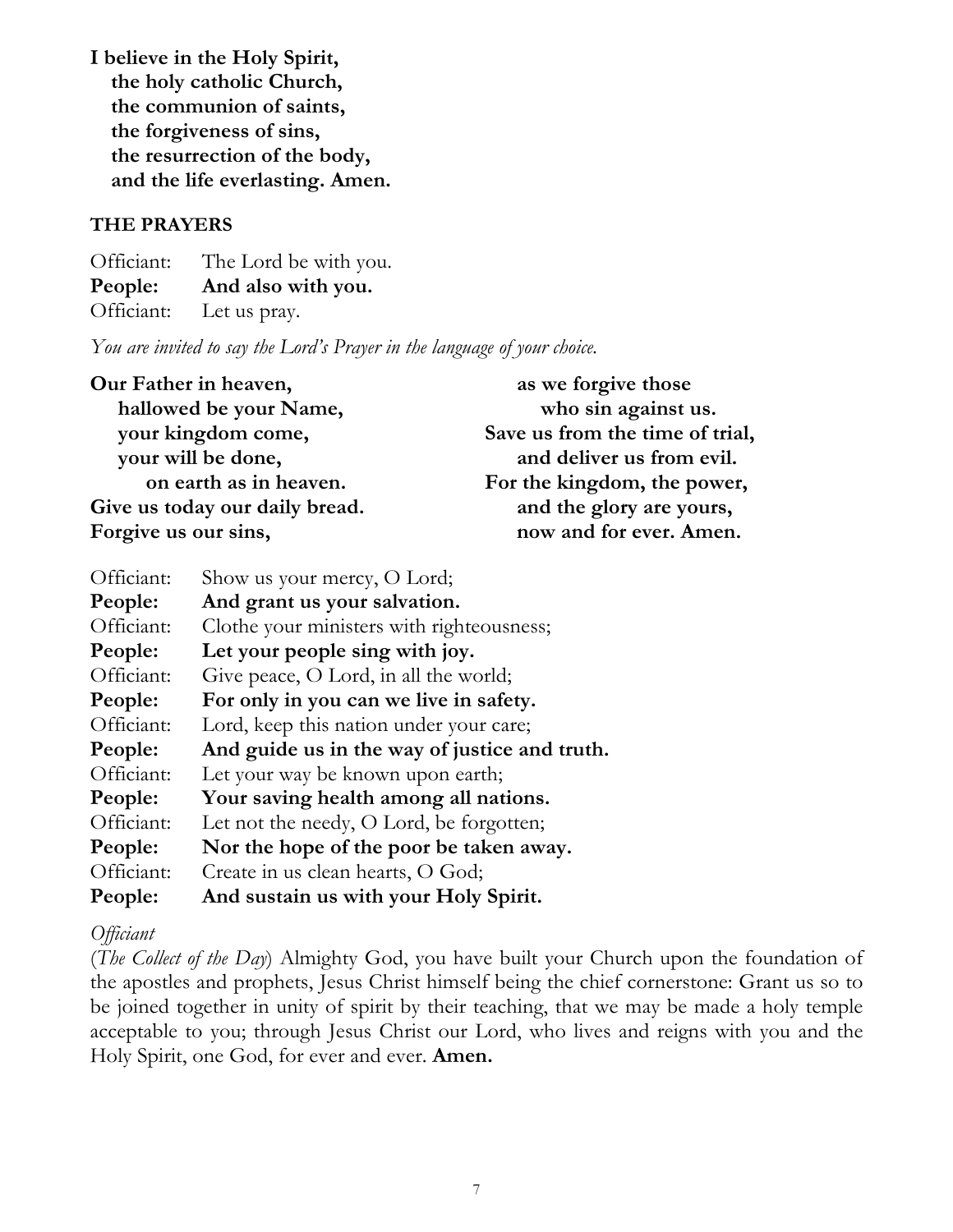**I believe in the Holy Spirit,**
**the holy catholic Church,**
**the communion of saints,**
**the forgiveness of sins,**
**the resurrection of the body,**
**and the life everlasting. Amen.**

**THE PRAYERS**

Officiant: The Lord be with you.
**People: And also with you.**
Officiant: Let us pray.

*You are invited to say the Lord's Prayer in the language of your choice.*

**Our Father in heaven,**
**hallowed be your Name,**
**your kingdom come,**
**your will be done,**
**on earth as in heaven.**
**Give us today our daily bread.**
**Forgive us our sins,**
**as we forgive those**
**who sin against us.**
**Save us from the time of trial,**
**and deliver us from evil.**
**For the kingdom, the power,**
**and the glory are yours,**
**now and for ever. Amen.**

Officiant: Show us your mercy, O Lord;
**People: And grant us your salvation.**
Officiant: Clothe your ministers with righteousness;
**People: Let your people sing with joy.**
Officiant: Give peace, O Lord, in all the world;
**People: For only in you can we live in safety.**
Officiant: Lord, keep this nation under your care;
**People: And guide us in the way of justice and truth.**
Officiant: Let your way be known upon earth;
**People: Your saving health among all nations.**
Officiant: Let not the needy, O Lord, be forgotten;
**People: Nor the hope of the poor be taken away.**
Officiant: Create in us clean hearts, O God;
**People: And sustain us with your Holy Spirit.**

*Officiant*
(*The Collect of the Day*) Almighty God, you have built your Church upon the foundation of the apostles and prophets, Jesus Christ himself being the chief cornerstone: Grant us so to be joined together in unity of spirit by their teaching, that we may be made a holy temple acceptable to you; through Jesus Christ our Lord, who lives and reigns with you and the Holy Spirit, one God, for ever and ever. **Amen.**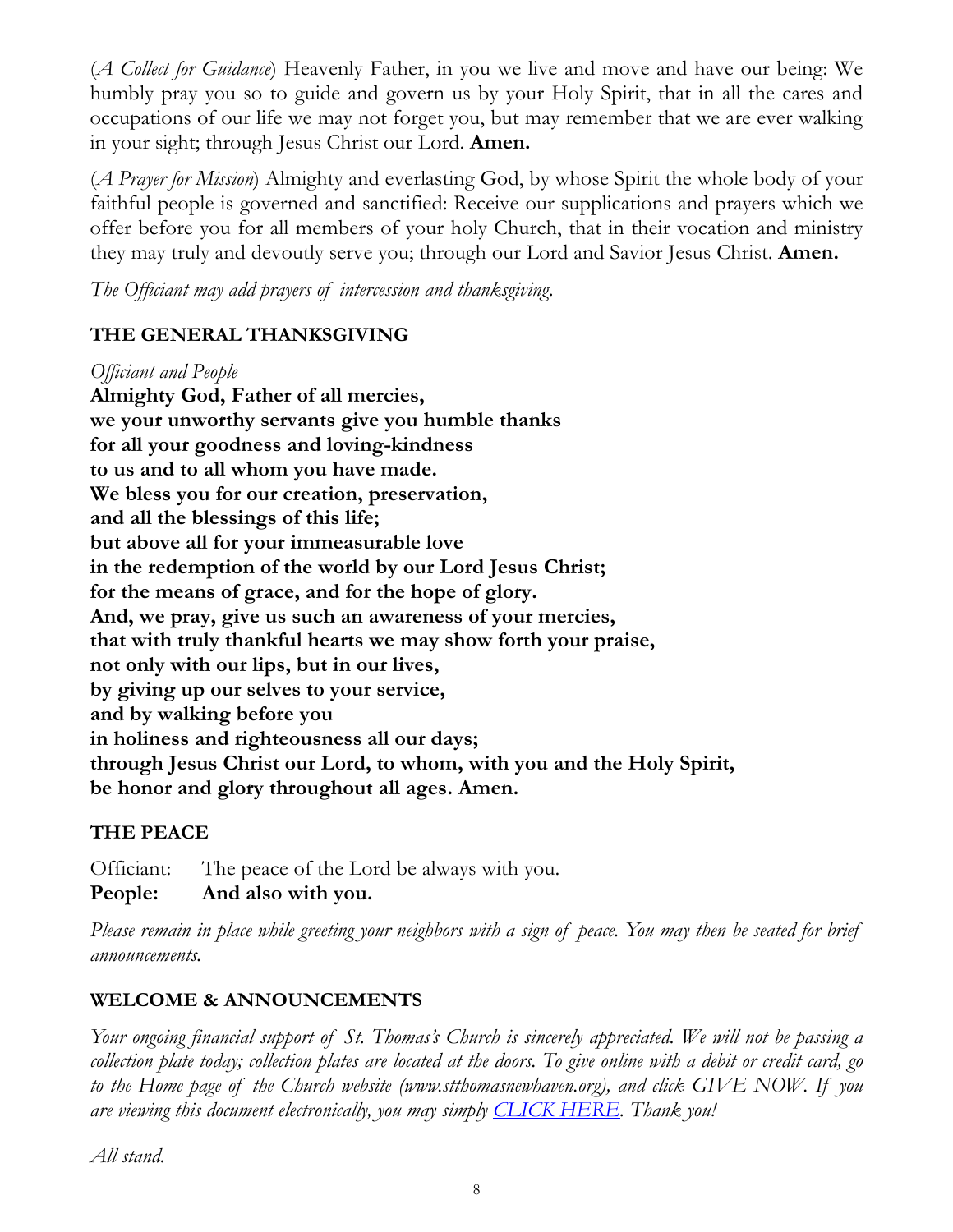(*A Collect for Guidance*) Heavenly Father, in you we live and move and have our being: We humbly pray you so to guide and govern us by your Holy Spirit, that in all the cares and occupations of our life we may not forget you, but may remember that we are ever walking in your sight; through Jesus Christ our Lord. **Amen.**

(*A Prayer for Mission*) Almighty and everlasting God, by whose Spirit the whole body of your faithful people is governed and sanctified: Receive our supplications and prayers which we offer before you for all members of your holy Church, that in their vocation and ministry they may truly and devoutly serve you; through our Lord and Savior Jesus Christ. **Amen.**

*The Officiant may add prayers of intercession and thanksgiving.*

### THE GENERAL THANKSGIVING

*Officiant and People*

**Almighty God, Father of all mercies,**
**we your unworthy servants give you humble thanks**
**for all your goodness and loving-kindness**
**to us and to all whom you have made.**
**We bless you for our creation, preservation,**
**and all the blessings of this life;**
**but above all for your immeasurable love**
**in the redemption of the world by our Lord Jesus Christ;**
**for the means of grace, and for the hope of glory.**
**And, we pray, give us such an awareness of your mercies,**
**that with truly thankful hearts we may show forth your praise,**
**not only with our lips, but in our lives,**
**by giving up our selves to your service,**
**and by walking before you**
**in holiness and righteousness all our days;**
**through Jesus Christ our Lord, to whom, with you and the Holy Spirit,**
**be honor and glory throughout all ages. Amen.**

### THE PEACE

Officiant: The peace of the Lord be always with you.
**People: And also with you.**

*Please remain in place while greeting your neighbors with a sign of peace. You may then be seated for brief announcements.*

### WELCOME & ANNOUNCEMENTS

*Your ongoing financial support of St. Thomas's Church is sincerely appreciated. We will not be passing a collection plate today; collection plates are located at the doors. To give online with a debit or credit card, go to the Home page of the Church website (www.stthomasnewhaven.org), and click GIVE NOW. If you are viewing this document electronically, you may simply CLICK HERE. Thank you!*

*All stand.*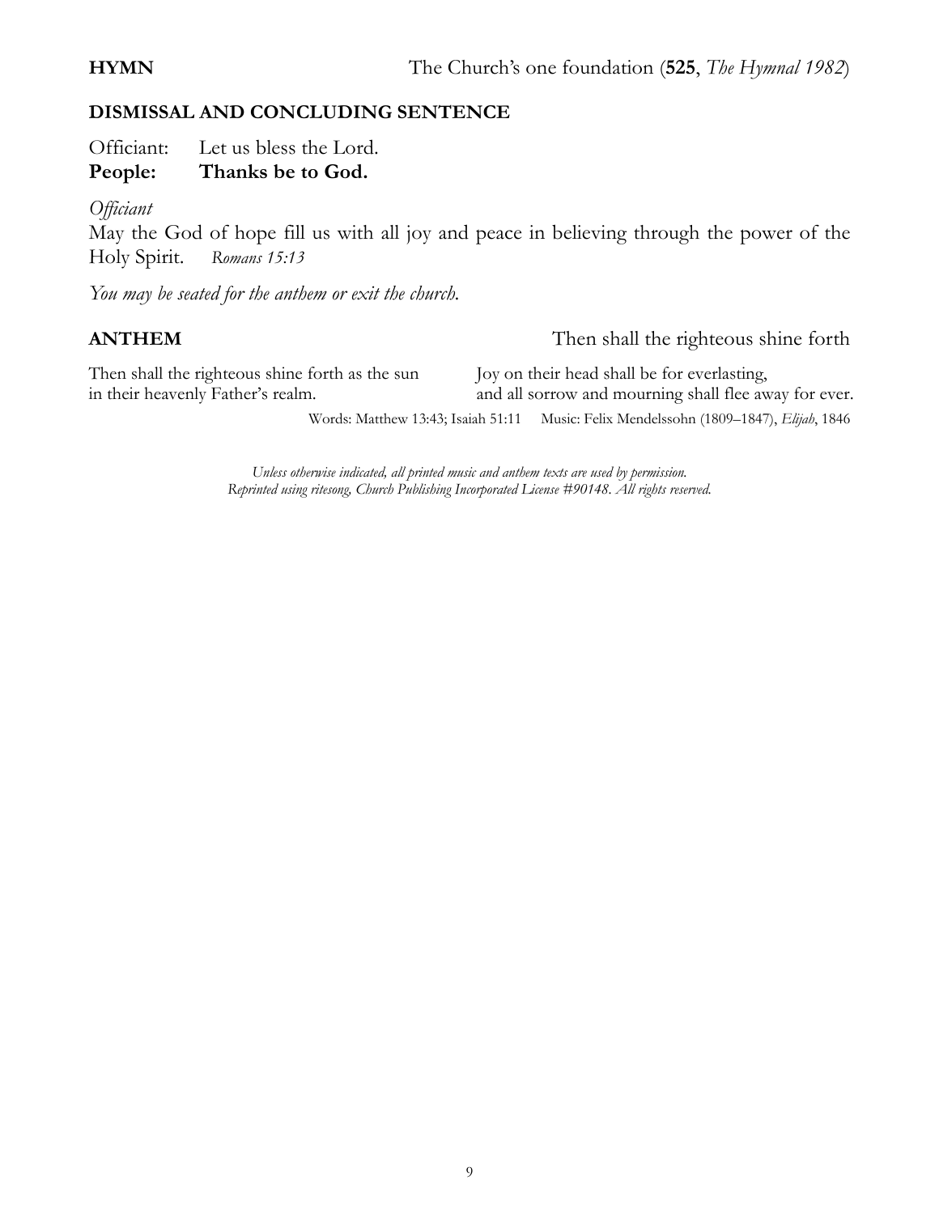**HYMN** The Church's one foundation (**525**, *The Hymnal 1982*)

**DISMISSAL AND CONCLUDING SENTENCE**

Officiant: Let us bless the Lord.
**People: Thanks be to God.**

*Officiant*
May the God of hope fill us with all joy and peace in believing through the power of the Holy Spirit. *Romans 15:13*

*You may be seated for the anthem or exit the church.*

**ANTHEM** Then shall the righteous shine forth

Then shall the righteous shine forth as the sun
in their heavenly Father's realm.

Joy on their head shall be for everlasting,
and all sorrow and mourning shall flee away for ever.

Words: Matthew 13:43; Isaiah 51:11 Music: Felix Mendelssohn (1809–1847), *Elijah*, 1846

*Unless otherwise indicated, all printed music and anthem texts are used by permission.*
*Reprinted using ritesong, Church Publishing Incorporated License #90148. All rights reserved.*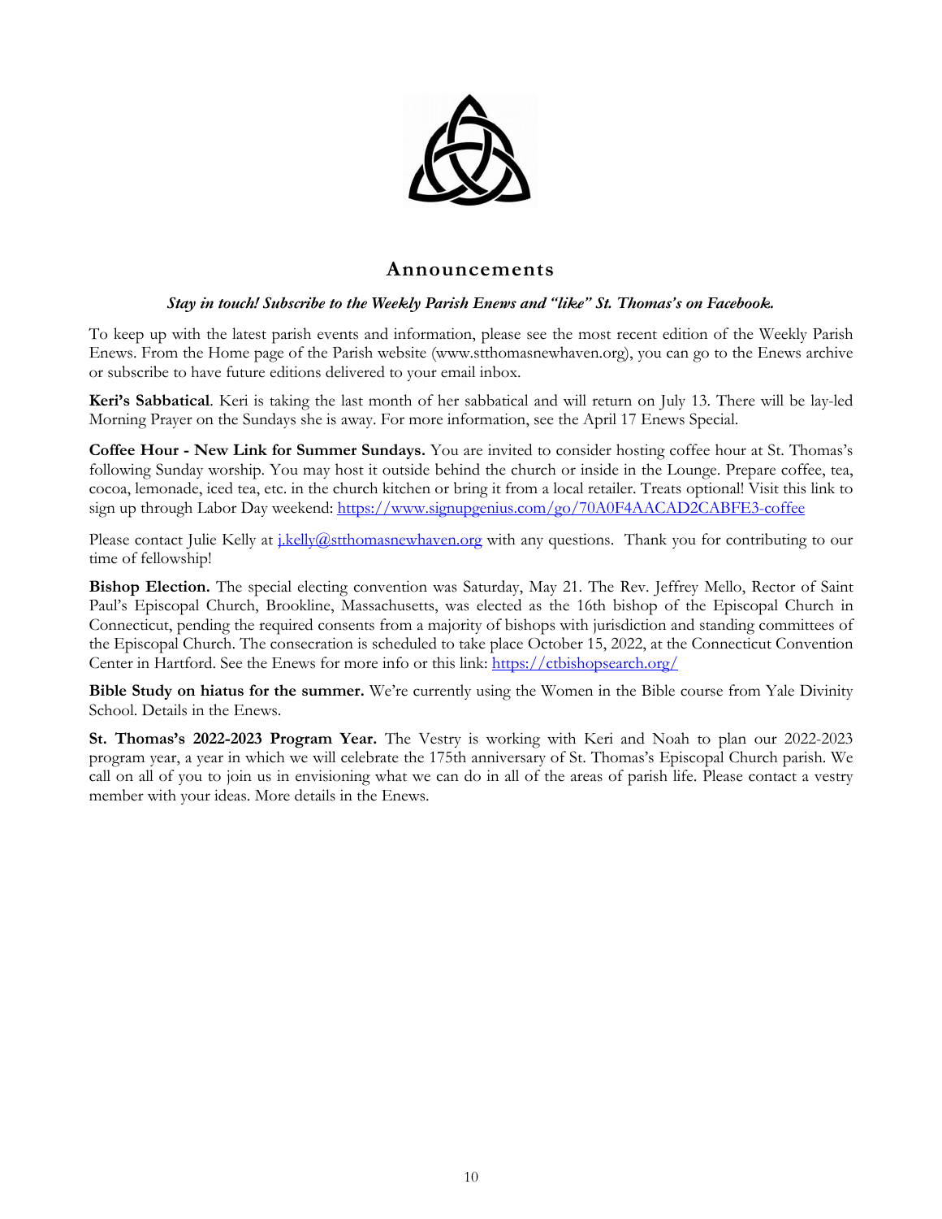## Announcements

***Stay in touch! Subscribe to the Weekly Parish Enews and "like" St. Thomas's on Facebook.***

To keep up with the latest parish events and information, please see the most recent edition of the Weekly Parish Enews. From the Home page of the Parish website (www.stthomasnewhaven.org), you can go to the Enews archive or subscribe to have future editions delivered to your email inbox.

**Keri's Sabbatical**. Keri is taking the last month of her sabbatical and will return on July 13. There will be lay-led Morning Prayer on the Sundays she is away. For more information, see the April 17 Enews Special.

**Coffee Hour - New Link for Summer Sundays.** You are invited to consider hosting coffee hour at St. Thomas's following Sunday worship. You may host it outside behind the church or inside in the Lounge. Prepare coffee, tea, cocoa, lemonade, iced tea, etc. in the church kitchen or bring it from a local retailer. Treats optional! Visit this link to sign up through Labor Day weekend: https://www.signupgenius.com/go/70A0F4AACAD2CABFE3-coffee

Please contact Julie Kelly at j.kelly@stthomasnewhaven.org with any questions. Thank you for contributing to our time of fellowship!

**Bishop Election.** The special electing convention was Saturday, May 21. The Rev. Jeffrey Mello, Rector of Saint Paul's Episcopal Church, Brookline, Massachusetts, was elected as the 16th bishop of the Episcopal Church in Connecticut, pending the required consents from a majority of bishops with jurisdiction and standing committees of the Episcopal Church. The consecration is scheduled to take place October 15, 2022, at the Connecticut Convention Center in Hartford. See the Enews for more info or this link: https://ctbishopsearch.org/

**Bible Study on hiatus for the summer.** We're currently using the Women in the Bible course from Yale Divinity School. Details in the Enews.

**St. Thomas's 2022-2023 Program Year.** The Vestry is working with Keri and Noah to plan our 2022-2023 program year, a year in which we will celebrate the 175th anniversary of St. Thomas's Episcopal Church parish. We call on all of you to join us in envisioning what we can do in all of the areas of parish life. Please contact a vestry member with your ideas. More details in the Enews.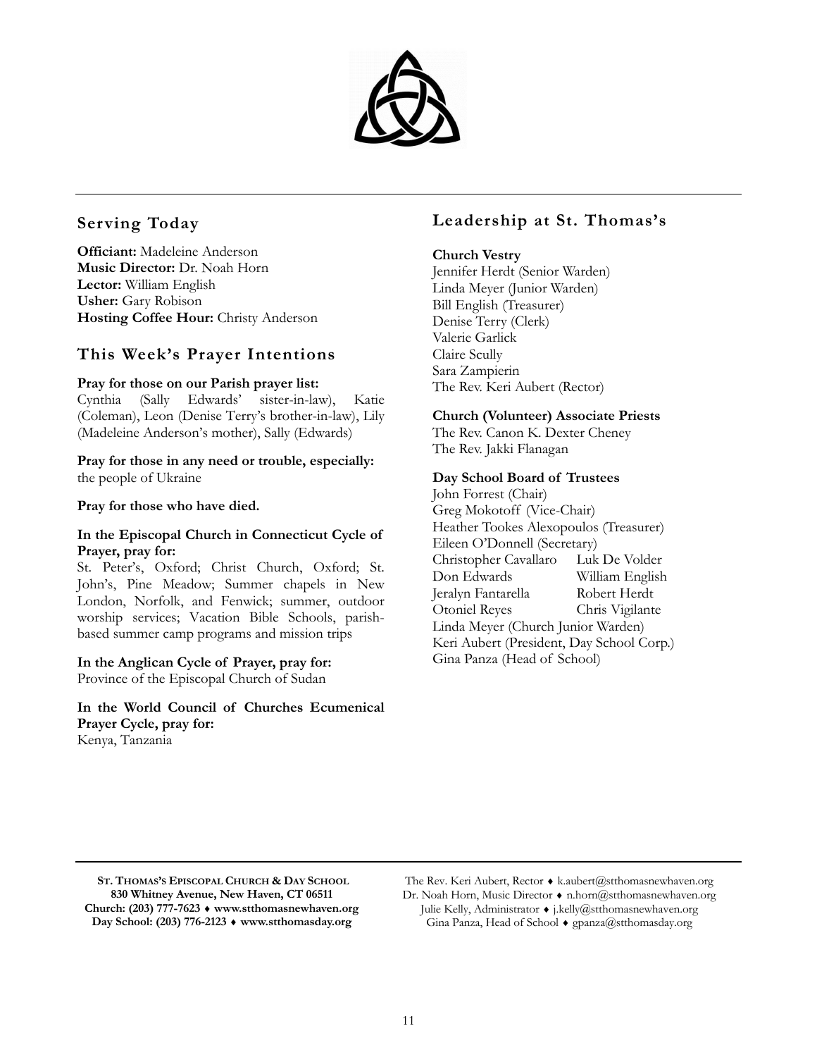## Serving Today

**Officiant:** Madeleine Anderson
**Music Director:** Dr. Noah Horn
**Lector:** William English
**Usher:** Gary Robison
**Hosting Coffee Hour:** Christy Anderson

## This Week's Prayer Intentions

**Pray for those on our Parish prayer list:**
Cynthia (Sally Edwards' sister-in-law), Katie (Coleman), Leon (Denise Terry's brother-in-law), Lily (Madeleine Anderson's mother), Sally (Edwards)

**Pray for those in any need or trouble, especially:**
the people of Ukraine

**Pray for those who have died.**

**In the Episcopal Church in Connecticut Cycle of Prayer, pray for:**
St. Peter's, Oxford; Christ Church, Oxford; St. John's, Pine Meadow; Summer chapels in New London, Norfolk, and Fenwick; summer, outdoor worship services; Vacation Bible Schools, parish-based summer camp programs and mission trips

**In the Anglican Cycle of Prayer, pray for:**
Province of the Episcopal Church of Sudan

**In the World Council of Churches Ecumenical Prayer Cycle, pray for:**
Kenya, Tanzania

## Leadership at St. Thomas's

**Church Vestry**
Jennifer Herdt (Senior Warden)
Linda Meyer (Junior Warden)
Bill English (Treasurer)
Denise Terry (Clerk)
Valerie Garlick
Claire Scully
Sara Zampierin
The Rev. Keri Aubert (Rector)

**Church (Volunteer) Associate Priests**
The Rev. Canon K. Dexter Cheney
The Rev. Jakki Flanagan

**Day School Board of Trustees**
John Forrest (Chair)
Greg Mokotoff (Vice-Chair)
Heather Tookes Alexopoulos (Treasurer)
Eileen O'Donnell (Secretary)
Christopher Cavallaro
Luk De Volder
Don Edwards
William English
Jeralyn Fantarella
Robert Herdt
Otoniel Reyes
Chris Vigilante
Linda Meyer (Church Junior Warden)
Keri Aubert (President, Day School Corp.)
Gina Panza (Head of School)

---

**ST. THOMAS'S EPISCOPAL CHURCH & DAY SCHOOL**
**830 Whitney Avenue, New Haven, CT 06511**
**Church: (203) 777-7623 ♦ www.stthomasnewhaven.org**
**Day School: (203) 776-2123 ♦ www.stthomasday.org**

The Rev. Keri Aubert, Rector ♦ k.aubert@stthomasnewhaven.org
Dr. Noah Horn, Music Director ♦ n.horn@stthomasnewhaven.org
Julie Kelly, Administrator ♦ j.kelly@stthomasnewhaven.org
Gina Panza, Head of School ♦ gpanza@stthomasday.org